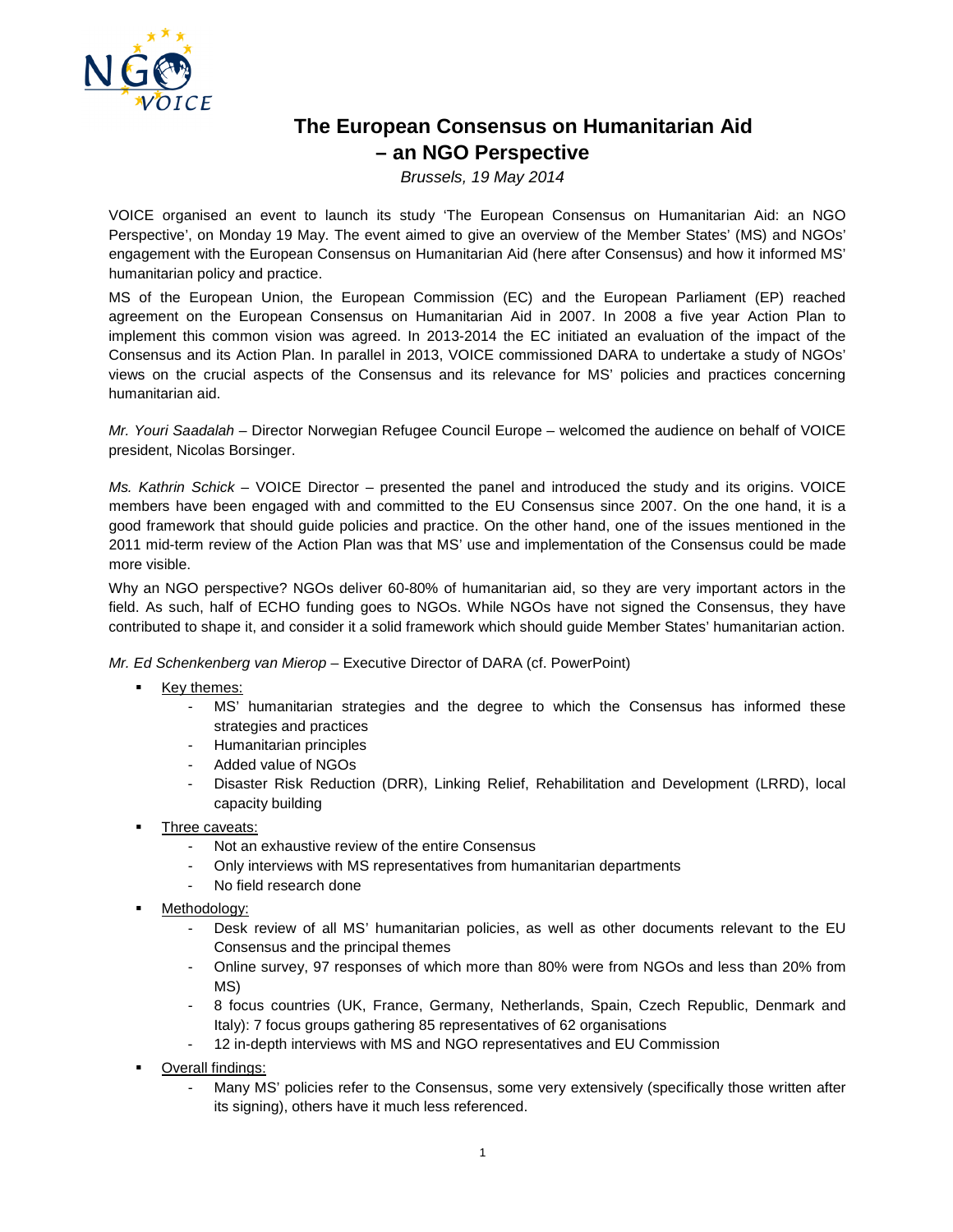# The European Consensus on Humanitarian Aid – an NGO Perspective

*Brussels, 19 May 2014*

VOICE organised an event to launch its study 'The European Consensus on Humanitarian Aid: an NGO Perspective', on Monday 19 May. The event aimed to give an overview of the Member States' (MS) and NGOs' engagement with the European Consensus on Humanitarian Aid (here after Consensus) and how it informed MS' humanitarian policy and practice.

MS of the European Union, the European Commission (EC) and the European Parliament (EP) reached agreement on the European Consensus on Humanitarian Aid in 2007. In 2008 a five year Action Plan to implement this common vision was agreed. In 2013-2014 the EC initiated an evaluation of the impact of the Consensus and its Action Plan. In parallel in 2013, VOICE commissioned DARA to undertake a study of NGOs' views on the crucial aspects of the Consensus and its relevance for MS' policies and practices concerning humanitarian aid.

*Mr. Youri Saadalah* – Director Norwegian Refugee Council Europe – welcomed the audience on behalf of VOICE president, Nicolas Borsinger.

*Ms. Kathrin Schick* – VOICE Director – presented the panel and introduced the study and its origins. VOICE members have been engaged with and committed to the EU Consensus since 2007. On the one hand, it is a good framework that should guide policies and practice. On the other hand, one of the issues mentioned in the 2011 mid-term review of the Action Plan was that MS' use and implementation of the Consensus could be made more visible.

Why an NGO perspective? NGOs deliver 60-80% of humanitarian aid, so they are very important actors in the field. As such, half of ECHO funding goes to NGOs. While NGOs have not signed the Consensus, they have contributed to shape it, and consider it a solid framework which should guide Member States' humanitarian action.

*Mr. Ed Schenkenberg van Mierop* – Executive Director of DARA (cf. PowerPoint)

- Key themes:
  - MS' humanitarian strategies and the degree to which the Consensus has informed these strategies and practices
  - Humanitarian principles
  - Added value of NGOs
  - Disaster Risk Reduction (DRR), Linking Relief, Rehabilitation and Development (LRRD), local capacity building
- Three caveats:
  - Not an exhaustive review of the entire Consensus
  - Only interviews with MS representatives from humanitarian departments
  - No field research done
- Methodology:
  - Desk review of all MS' humanitarian policies, as well as other documents relevant to the EU Consensus and the principal themes
  - Online survey, 97 responses of which more than 80% were from NGOs and less than 20% from MS)
  - 8 focus countries (UK, France, Germany, Netherlands, Spain, Czech Republic, Denmark and Italy): 7 focus groups gathering 85 representatives of 62 organisations
  - 12 in-depth interviews with MS and NGO representatives and EU Commission
- Overall findings:
  - Many MS' policies refer to the Consensus, some very extensively (specifically those written after its signing), others have it much less referenced.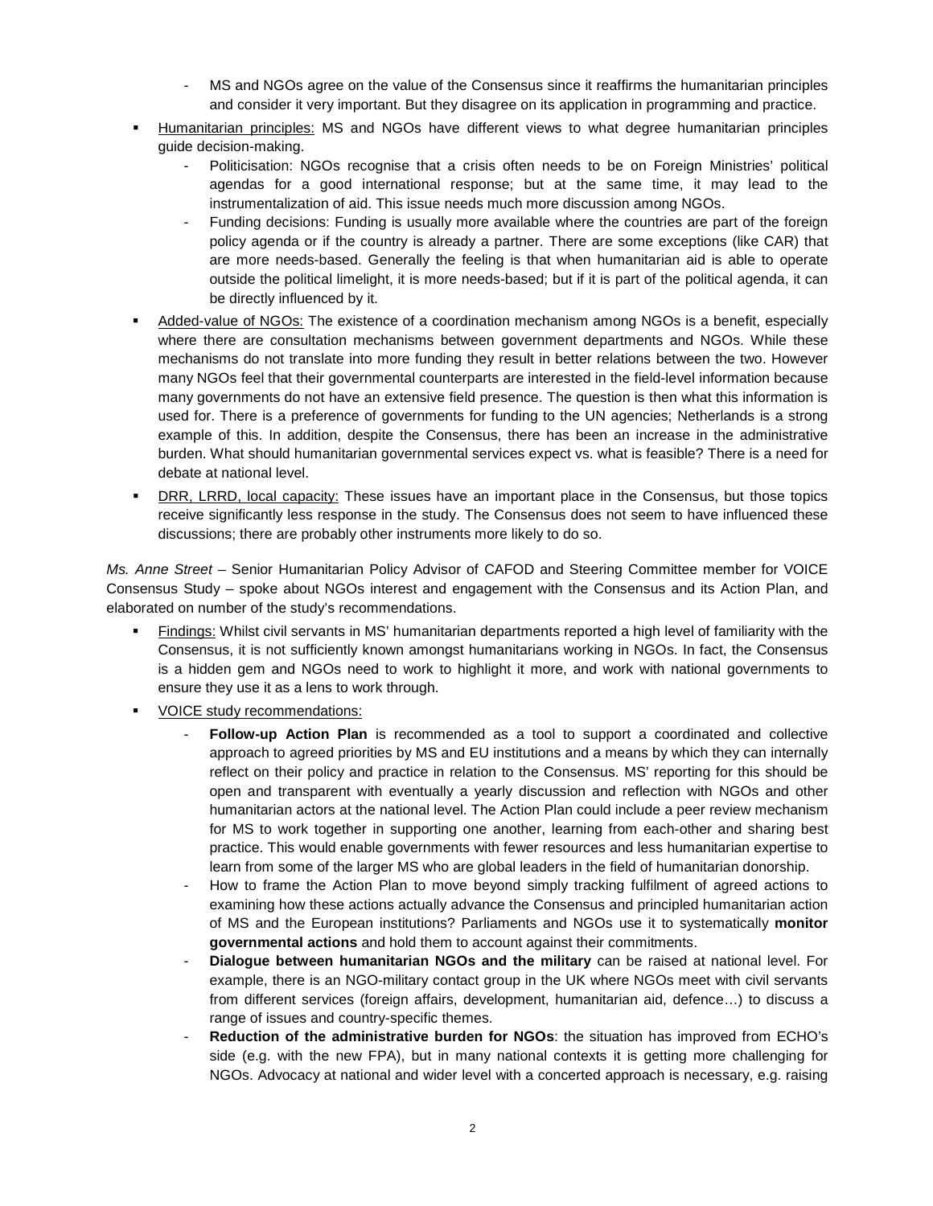- MS and NGOs agree on the value of the Consensus since it reaffirms the humanitarian principles and consider it very important. But they disagree on its application in programming and practice.
- Humanitarian principles: MS and NGOs have different views to what degree humanitarian principles guide decision-making.
  - Politicisation: NGOs recognise that a crisis often needs to be on Foreign Ministries' political agendas for a good international response; but at the same time, it may lead to the instrumentalization of aid. This issue needs much more discussion among NGOs.
  - Funding decisions: Funding is usually more available where the countries are part of the foreign policy agenda or if the country is already a partner. There are some exceptions (like CAR) that are more needs-based. Generally the feeling is that when humanitarian aid is able to operate outside the political limelight, it is more needs-based; but if it is part of the political agenda, it can be directly influenced by it.
- Added-value of NGOs: The existence of a coordination mechanism among NGOs is a benefit, especially where there are consultation mechanisms between government departments and NGOs. While these mechanisms do not translate into more funding they result in better relations between the two. However many NGOs feel that their governmental counterparts are interested in the field-level information because many governments do not have an extensive field presence. The question is then what this information is used for. There is a preference of governments for funding to the UN agencies; Netherlands is a strong example of this. In addition, despite the Consensus, there has been an increase in the administrative burden. What should humanitarian governmental services expect vs. what is feasible? There is a need for debate at national level.
- DRR, LRRD, local capacity: These issues have an important place in the Consensus, but those topics receive significantly less response in the study. The Consensus does not seem to have influenced these discussions; there are probably other instruments more likely to do so.

*Ms. Anne Street* – Senior Humanitarian Policy Advisor of CAFOD and Steering Committee member for VOICE Consensus Study – spoke about NGOs interest and engagement with the Consensus and its Action Plan, and elaborated on number of the study's recommendations.

- Findings: Whilst civil servants in MS' humanitarian departments reported a high level of familiarity with the Consensus, it is not sufficiently known amongst humanitarians working in NGOs. In fact, the Consensus is a hidden gem and NGOs need to work to highlight it more, and work with national governments to ensure they use it as a lens to work through.
- VOICE study recommendations:
  - **Follow-up Action Plan** is recommended as a tool to support a coordinated and collective approach to agreed priorities by MS and EU institutions and a means by which they can internally reflect on their policy and practice in relation to the Consensus. MS' reporting for this should be open and transparent with eventually a yearly discussion and reflection with NGOs and other humanitarian actors at the national level. The Action Plan could include a peer review mechanism for MS to work together in supporting one another, learning from each-other and sharing best practice. This would enable governments with fewer resources and less humanitarian expertise to learn from some of the larger MS who are global leaders in the field of humanitarian donorship.
  - How to frame the Action Plan to move beyond simply tracking fulfilment of agreed actions to examining how these actions actually advance the Consensus and principled humanitarian action of MS and the European institutions? Parliaments and NGOs use it to systematically **monitor governmental actions** and hold them to account against their commitments.
  - **Dialogue between humanitarian NGOs and the military** can be raised at national level. For example, there is an NGO-military contact group in the UK where NGOs meet with civil servants from different services (foreign affairs, development, humanitarian aid, defence…) to discuss a range of issues and country-specific themes.
  - **Reduction of the administrative burden for NGOs**: the situation has improved from ECHO's side (e.g. with the new FPA), but in many national contexts it is getting more challenging for NGOs. Advocacy at national and wider level with a concerted approach is necessary, e.g. raising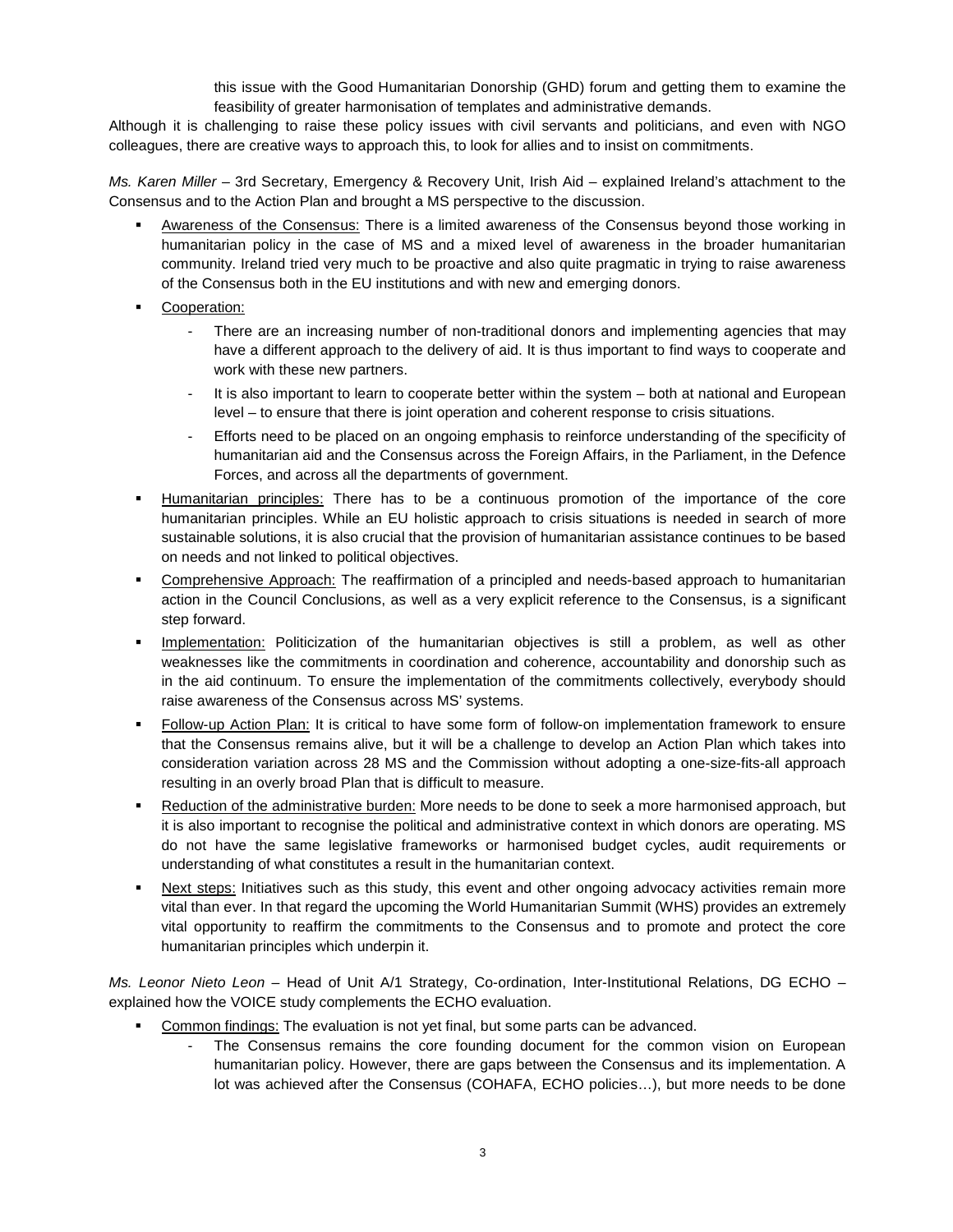this issue with the Good Humanitarian Donorship (GHD) forum and getting them to examine the feasibility of greater harmonisation of templates and administrative demands.

Although it is challenging to raise these policy issues with civil servants and politicians, and even with NGO colleagues, there are creative ways to approach this, to look for allies and to insist on commitments.

*Ms. Karen Miller* – 3rd Secretary, Emergency & Recovery Unit, Irish Aid – explained Ireland's attachment to the Consensus and to the Action Plan and brought a MS perspective to the discussion.

- <u>Awareness of the Consensus:</u> There is a limited awareness of the Consensus beyond those working in humanitarian policy in the case of MS and a mixed level of awareness in the broader humanitarian community. Ireland tried very much to be proactive and also quite pragmatic in trying to raise awareness of the Consensus both in the EU institutions and with new and emerging donors.
- <u>Cooperation:</u>
  - There are an increasing number of non-traditional donors and implementing agencies that may have a different approach to the delivery of aid. It is thus important to find ways to cooperate and work with these new partners.
  - It is also important to learn to cooperate better within the system – both at national and European level – to ensure that there is joint operation and coherent response to crisis situations.
  - Efforts need to be placed on an ongoing emphasis to reinforce understanding of the specificity of humanitarian aid and the Consensus across the Foreign Affairs, in the Parliament, in the Defence Forces, and across all the departments of government.
- <u>Humanitarian principles:</u> There has to be a continuous promotion of the importance of the core humanitarian principles. While an EU holistic approach to crisis situations is needed in search of more sustainable solutions, it is also crucial that the provision of humanitarian assistance continues to be based on needs and not linked to political objectives.
- <u>Comprehensive Approach:</u> The reaffirmation of a principled and needs-based approach to humanitarian action in the Council Conclusions, as well as a very explicit reference to the Consensus, is a significant step forward.
- <u>Implementation:</u> Politicization of the humanitarian objectives is still a problem, as well as other weaknesses like the commitments in coordination and coherence, accountability and donorship such as in the aid continuum. To ensure the implementation of the commitments collectively, everybody should raise awareness of the Consensus across MS' systems.
- <u>Follow-up Action Plan:</u> It is critical to have some form of follow-on implementation framework to ensure that the Consensus remains alive, but it will be a challenge to develop an Action Plan which takes into consideration variation across 28 MS and the Commission without adopting a one-size-fits-all approach resulting in an overly broad Plan that is difficult to measure.
- <u>Reduction of the administrative burden:</u> More needs to be done to seek a more harmonised approach, but it is also important to recognise the political and administrative context in which donors are operating. MS do not have the same legislative frameworks or harmonised budget cycles, audit requirements or understanding of what constitutes a result in the humanitarian context.
- <u>Next steps:</u> Initiatives such as this study, this event and other ongoing advocacy activities remain more vital than ever. In that regard the upcoming the World Humanitarian Summit (WHS) provides an extremely vital opportunity to reaffirm the commitments to the Consensus and to promote and protect the core humanitarian principles which underpin it.

*Ms. Leonor Nieto Leon* – Head of Unit A/1 Strategy, Co-ordination, Inter-Institutional Relations, DG ECHO – explained how the VOICE study complements the ECHO evaluation.

- <u>Common findings:</u> The evaluation is not yet final, but some parts can be advanced.
  - The Consensus remains the core founding document for the common vision on European humanitarian policy. However, there are gaps between the Consensus and its implementation. A lot was achieved after the Consensus (COHAFA, ECHO policies…), but more needs to be done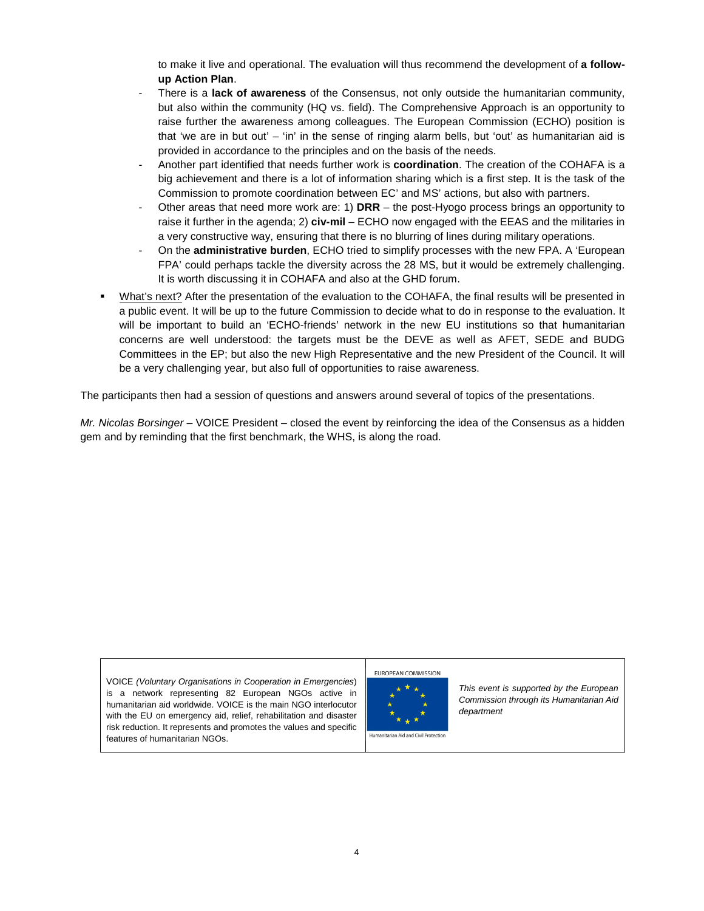to make it live and operational. The evaluation will thus recommend the development of **a follow-up Action Plan**.

- There is a **lack of awareness** of the Consensus, not only outside the humanitarian community, but also within the community (HQ vs. field). The Comprehensive Approach is an opportunity to raise further the awareness among colleagues. The European Commission (ECHO) position is that 'we are in but out' – 'in' in the sense of ringing alarm bells, but 'out' as humanitarian aid is provided in accordance to the principles and on the basis of the needs.
- Another part identified that needs further work is **coordination**. The creation of the COHAFA is a big achievement and there is a lot of information sharing which is a first step. It is the task of the Commission to promote coordination between EC' and MS' actions, but also with partners.
- Other areas that need more work are: 1) **DRR** – the post-Hyogo process brings an opportunity to raise it further in the agenda; 2) **civ-mil** – ECHO now engaged with the EEAS and the militaries in a very constructive way, ensuring that there is no blurring of lines during military operations.
- On the **administrative burden**, ECHO tried to simplify processes with the new FPA. A 'European FPA' could perhaps tackle the diversity across the 28 MS, but it would be extremely challenging. It is worth discussing it in COHAFA and also at the GHD forum.

- What's next? After the presentation of the evaluation to the COHAFA, the final results will be presented in a public event. It will be up to the future Commission to decide what to do in response to the evaluation. It will be important to build an 'ECHO-friends' network in the new EU institutions so that humanitarian concerns are well understood: the targets must be the DEVE as well as AFET, SEDE and BUDG Committees in the EP; but also the new High Representative and the new President of the Council. It will be a very challenging year, but also full of opportunities to raise awareness.

The participants then had a session of questions and answers around several of topics of the presentations.

*Mr. Nicolas Borsinger* – VOICE President – closed the event by reinforcing the idea of the Consensus as a hidden gem and by reminding that the first benchmark, the WHS, is along the road.

VOICE *(Voluntary Organisations in Cooperation in Emergencies)* is a network representing 82 European NGOs active in humanitarian aid worldwide. VOICE is the main NGO interlocutor with the EU on emergency aid, relief, rehabilitation and disaster risk reduction. It represents and promotes the values and specific features of humanitarian NGOs.

EUROPEAN COMMISSION

Humanitarian Aid and Civil Protection

*This event is supported by the European Commission through its Humanitarian Aid department*